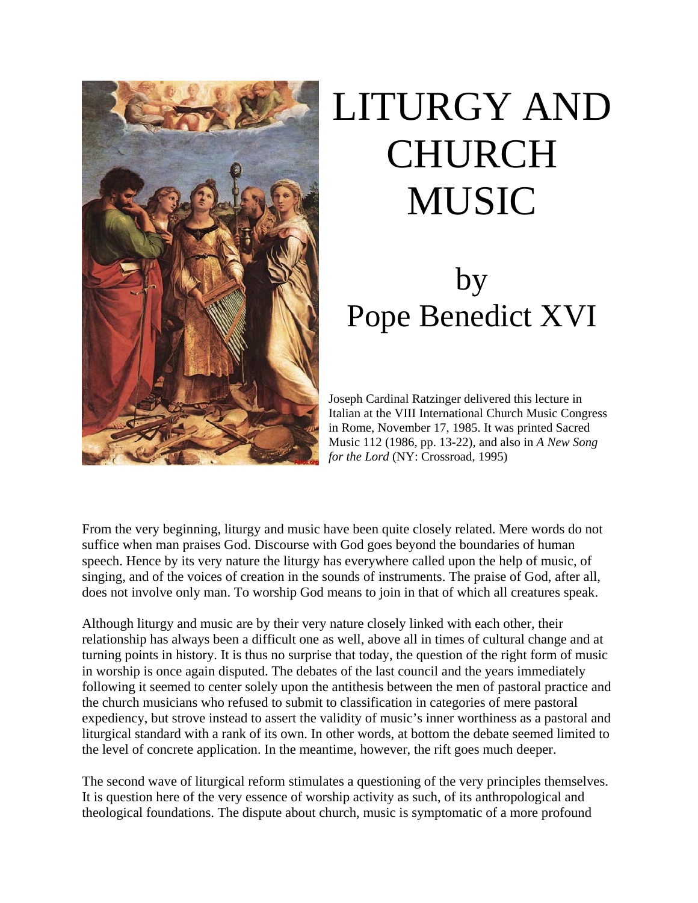# LITURGY AND CHURCH MUSIC

## by Pope Benedict XVI

Joseph Cardinal Ratzinger delivered this lecture in Italian at the VIII International Church Music Congress in Rome, November 17, 1985. It was printed Sacred Music 112 (1986, pp. 13-22), and also in *A New Song for the Lord* (NY: Crossroad, 1995)

From the very beginning, liturgy and music have been quite closely related. Mere words do not suffice when man praises God. Discourse with God goes beyond the boundaries of human speech. Hence by its very nature the liturgy has everywhere called upon the help of music, of singing, and of the voices of creation in the sounds of instruments. The praise of God, after all, does not involve only man. To worship God means to join in that of which all creatures speak.

Although liturgy and music are by their very nature closely linked with each other, their relationship has always been a difficult one as well, above all in times of cultural change and at turning points in history. It is thus no surprise that today, the question of the right form of music in worship is once again disputed. The debates of the last council and the years immediately following it seemed to center solely upon the antithesis between the men of pastoral practice and the church musicians who refused to submit to classification in categories of mere pastoral expediency, but strove instead to assert the validity of music's inner worthiness as a pastoral and liturgical standard with a rank of its own. In other words, at bottom the debate seemed limited to the level of concrete application. In the meantime, however, the rift goes much deeper.

The second wave of liturgical reform stimulates a questioning of the very principles themselves. It is question here of the very essence of worship activity as such, of its anthropological and theological foundations. The dispute about church, music is symptomatic of a more profound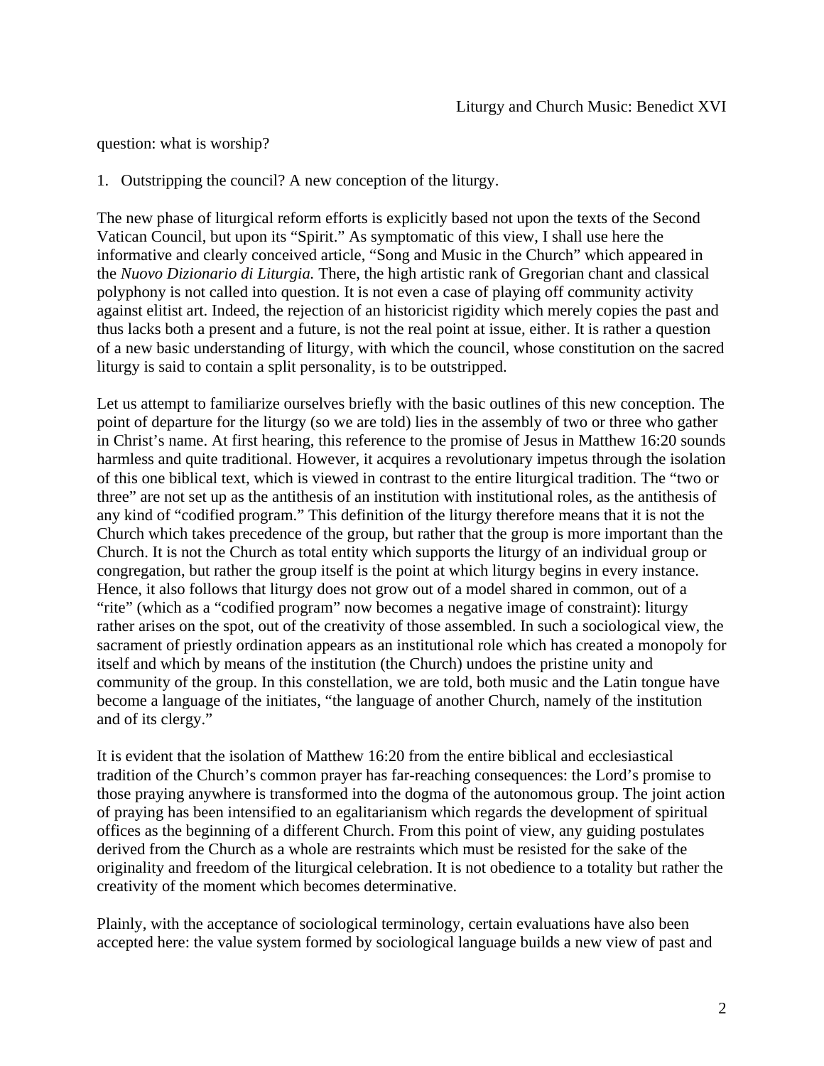question: what is worship?

1. Outstripping the council? A new conception of the liturgy.

The new phase of liturgical reform efforts is explicitly based not upon the texts of the Second Vatican Council, but upon its "Spirit." As symptomatic of this view, I shall use here the informative and clearly conceived article, "Song and Music in the Church" which appeared in the *Nuovo Dizionario di Liturgia.* There, the high artistic rank of Gregorian chant and classical polyphony is not called into question. It is not even a case of playing off community activity against elitist art. Indeed, the rejection of an historicist rigidity which merely copies the past and thus lacks both a present and a future, is not the real point at issue, either. It is rather a question of a new basic understanding of liturgy, with which the council, whose constitution on the sacred liturgy is said to contain a split personality, is to be outstripped.

Let us attempt to familiarize ourselves briefly with the basic outlines of this new conception. The point of departure for the liturgy (so we are told) lies in the assembly of two or three who gather in Christ's name. At first hearing, this reference to the promise of Jesus in Matthew 16:20 sounds harmless and quite traditional. However, it acquires a revolutionary impetus through the isolation of this one biblical text, which is viewed in contrast to the entire liturgical tradition. The "two or three" are not set up as the antithesis of an institution with institutional roles, as the antithesis of any kind of "codified program." This definition of the liturgy therefore means that it is not the Church which takes precedence of the group, but rather that the group is more important than the Church. It is not the Church as total entity which supports the liturgy of an individual group or congregation, but rather the group itself is the point at which liturgy begins in every instance. Hence, it also follows that liturgy does not grow out of a model shared in common, out of a "rite" (which as a "codified program" now becomes a negative image of constraint): liturgy rather arises on the spot, out of the creativity of those assembled. In such a sociological view, the sacrament of priestly ordination appears as an institutional role which has created a monopoly for itself and which by means of the institution (the Church) undoes the pristine unity and community of the group. In this constellation, we are told, both music and the Latin tongue have become a language of the initiates, "the language of another Church, namely of the institution and of its clergy."

It is evident that the isolation of Matthew 16:20 from the entire biblical and ecclesiastical tradition of the Church's common prayer has far-reaching consequences: the Lord's promise to those praying anywhere is transformed into the dogma of the autonomous group. The joint action of praying has been intensified to an egalitarianism which regards the development of spiritual offices as the beginning of a different Church. From this point of view, any guiding postulates derived from the Church as a whole are restraints which must be resisted for the sake of the originality and freedom of the liturgical celebration. It is not obedience to a totality but rather the creativity of the moment which becomes determinative.

Plainly, with the acceptance of sociological terminology, certain evaluations have also been accepted here: the value system formed by sociological language builds a new view of past and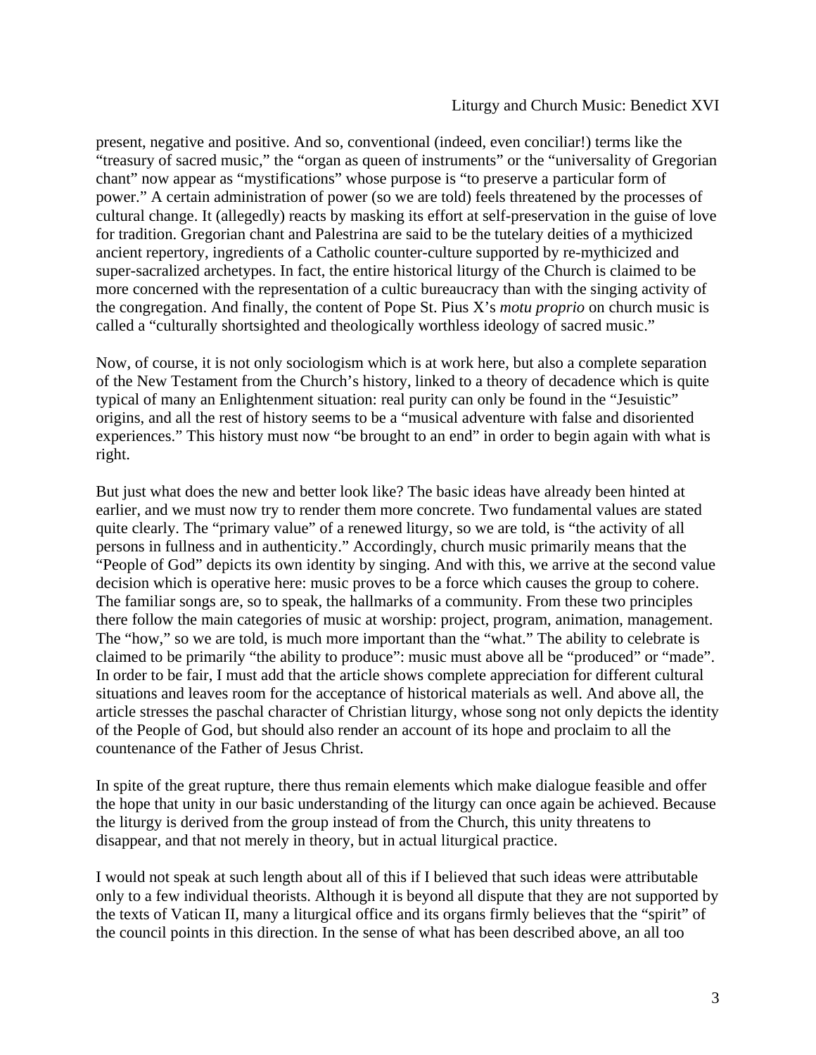present, negative and positive. And so, conventional (indeed, even conciliar!) terms like the "treasury of sacred music," the "organ as queen of instruments" or the "universality of Gregorian chant" now appear as "mystifications" whose purpose is "to preserve a particular form of power." A certain administration of power (so we are told) feels threatened by the processes of cultural change. It (allegedly) reacts by masking its effort at self-preservation in the guise of love for tradition. Gregorian chant and Palestrina are said to be the tutelary deities of a mythicized ancient repertory, ingredients of a Catholic counter-culture supported by re-mythicized and super-sacralized archetypes. In fact, the entire historical liturgy of the Church is claimed to be more concerned with the representation of a cultic bureaucracy than with the singing activity of the congregation. And finally, the content of Pope St. Pius X's *motu proprio* on church music is called a "culturally shortsighted and theologically worthless ideology of sacred music."

Now, of course, it is not only sociologism which is at work here, but also a complete separation of the New Testament from the Church's history, linked to a theory of decadence which is quite typical of many an Enlightenment situation: real purity can only be found in the "Jesuistic" origins, and all the rest of history seems to be a "musical adventure with false and disoriented experiences." This history must now "be brought to an end" in order to begin again with what is right.

But just what does the new and better look like? The basic ideas have already been hinted at earlier, and we must now try to render them more concrete. Two fundamental values are stated quite clearly. The "primary value" of a renewed liturgy, so we are told, is "the activity of all persons in fullness and in authenticity." Accordingly, church music primarily means that the "People of God" depicts its own identity by singing. And with this, we arrive at the second value decision which is operative here: music proves to be a force which causes the group to cohere. The familiar songs are, so to speak, the hallmarks of a community. From these two principles there follow the main categories of music at worship: project, program, animation, management. The "how," so we are told, is much more important than the "what." The ability to celebrate is claimed to be primarily "the ability to produce": music must above all be "produced" or "made". In order to be fair, I must add that the article shows complete appreciation for different cultural situations and leaves room for the acceptance of historical materials as well. And above all, the article stresses the paschal character of Christian liturgy, whose song not only depicts the identity of the People of God, but should also render an account of its hope and proclaim to all the countenance of the Father of Jesus Christ.

In spite of the great rupture, there thus remain elements which make dialogue feasible and offer the hope that unity in our basic understanding of the liturgy can once again be achieved. Because the liturgy is derived from the group instead of from the Church, this unity threatens to disappear, and that not merely in theory, but in actual liturgical practice.

I would not speak at such length about all of this if I believed that such ideas were attributable only to a few individual theorists. Although it is beyond all dispute that they are not supported by the texts of Vatican II, many a liturgical office and its organs firmly believes that the "spirit" of the council points in this direction. In the sense of what has been described above, an all too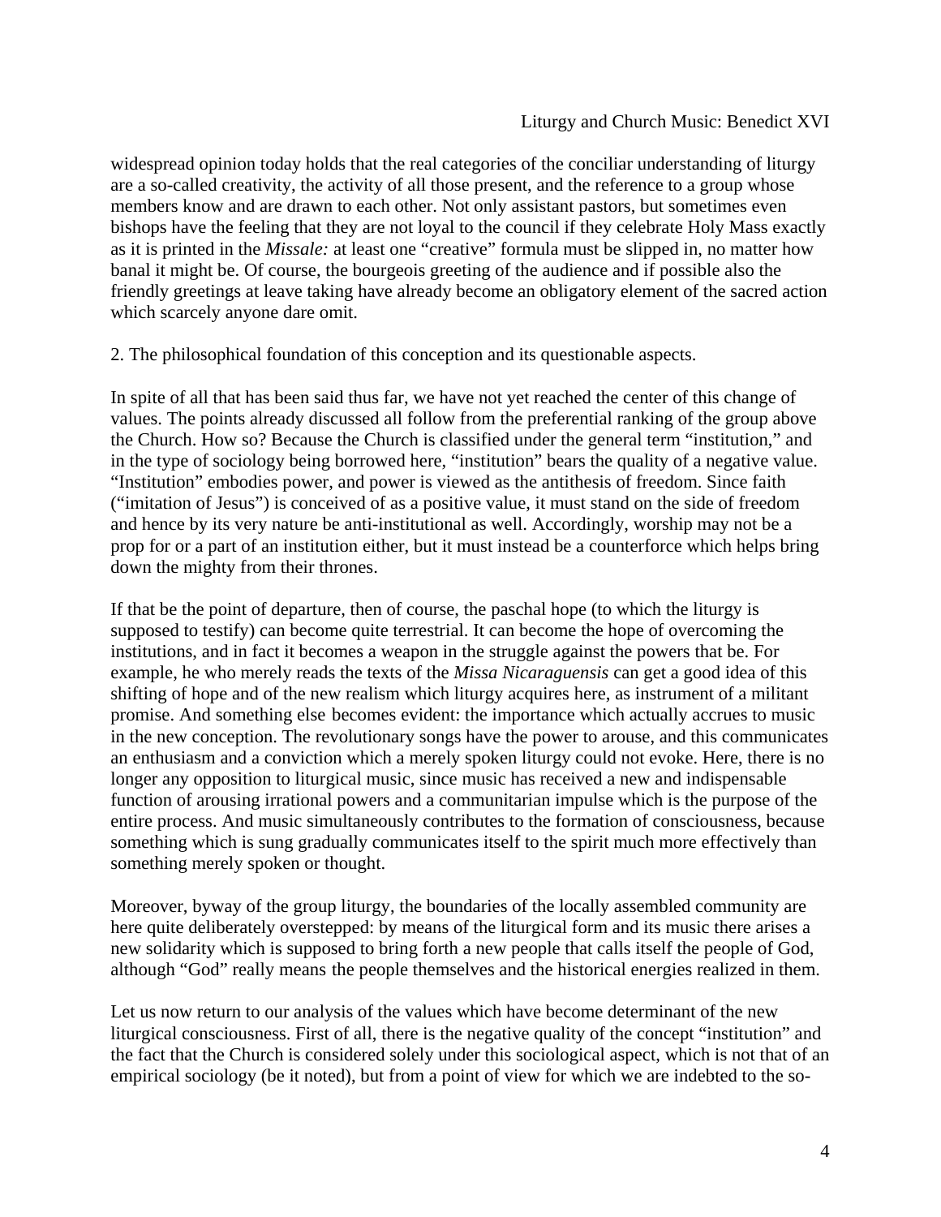widespread opinion today holds that the real categories of the conciliar understanding of liturgy are a so-called creativity, the activity of all those present, and the reference to a group whose members know and are drawn to each other. Not only assistant pastors, but sometimes even bishops have the feeling that they are not loyal to the council if they celebrate Holy Mass exactly as it is printed in the *Missale:* at least one "creative" formula must be slipped in, no matter how banal it might be. Of course, the bourgeois greeting of the audience and if possible also the friendly greetings at leave taking have already become an obligatory element of the sacred action which scarcely anyone dare omit.

2. The philosophical foundation of this conception and its questionable aspects.

In spite of all that has been said thus far, we have not yet reached the center of this change of values. The points already discussed all follow from the preferential ranking of the group above the Church. How so? Because the Church is classified under the general term "institution," and in the type of sociology being borrowed here, "institution" bears the quality of a negative value. "Institution" embodies power, and power is viewed as the antithesis of freedom. Since faith ("imitation of Jesus") is conceived of as a positive value, it must stand on the side of freedom and hence by its very nature be anti-institutional as well. Accordingly, worship may not be a prop for or a part of an institution either, but it must instead be a counterforce which helps bring down the mighty from their thrones.

If that be the point of departure, then of course, the paschal hope (to which the liturgy is supposed to testify) can become quite terrestrial. It can become the hope of overcoming the institutions, and in fact it becomes a weapon in the struggle against the powers that be. For example, he who merely reads the texts of the *Missa Nicaraguensis* can get a good idea of this shifting of hope and of the new realism which liturgy acquires here, as instrument of a militant promise. And something else becomes evident: the importance which actually accrues to music in the new conception. The revolutionary songs have the power to arouse, and this communicates an enthusiasm and a conviction which a merely spoken liturgy could not evoke. Here, there is no longer any opposition to liturgical music, since music has received a new and indispensable function of arousing irrational powers and a communitarian impulse which is the purpose of the entire process. And music simultaneously contributes to the formation of consciousness, because something which is sung gradually communicates itself to the spirit much more effectively than something merely spoken or thought.

Moreover, byway of the group liturgy, the boundaries of the locally assembled community are here quite deliberately overstepped: by means of the liturgical form and its music there arises a new solidarity which is supposed to bring forth a new people that calls itself the people of God, although "God" really means the people themselves and the historical energies realized in them.

Let us now return to our analysis of the values which have become determinant of the new liturgical consciousness. First of all, there is the negative quality of the concept "institution" and the fact that the Church is considered solely under this sociological aspect, which is not that of an empirical sociology (be it noted), but from a point of view for which we are indebted to the so-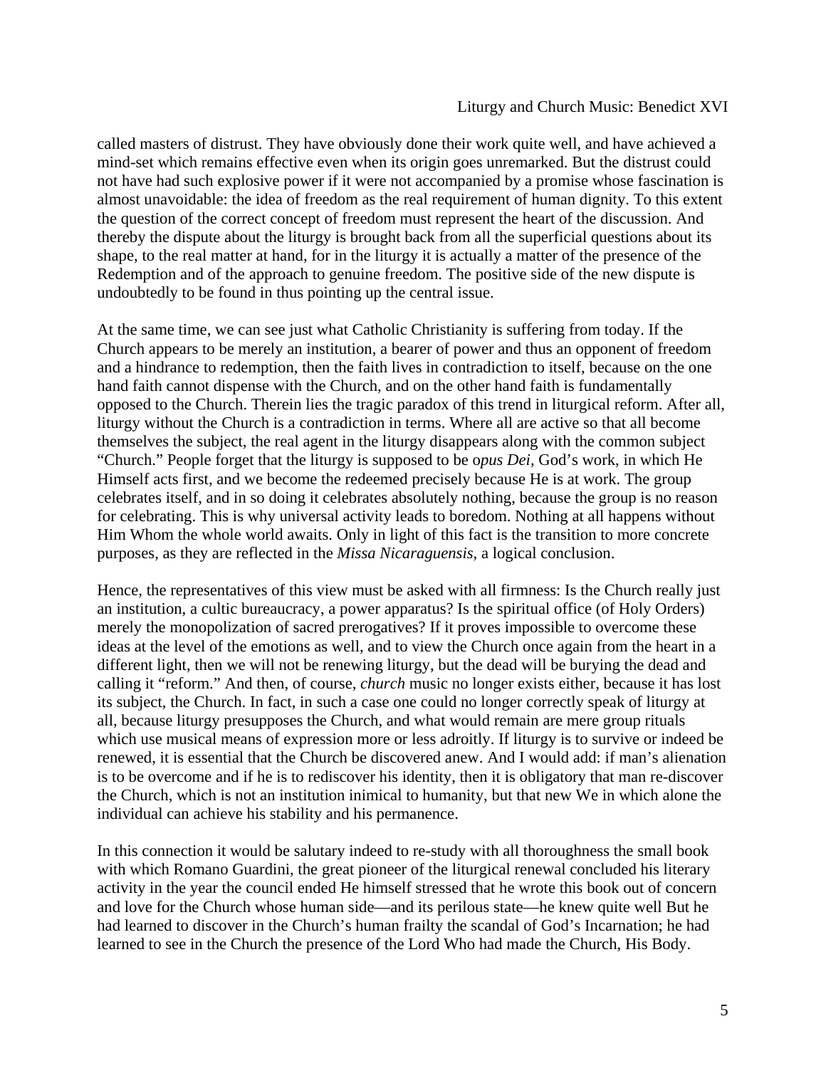called masters of distrust. They have obviously done their work quite well, and have achieved a mind-set which remains effective even when its origin goes unremarked. But the distrust could not have had such explosive power if it were not accompanied by a promise whose fascination is almost unavoidable: the idea of freedom as the real requirement of human dignity. To this extent the question of the correct concept of freedom must represent the heart of the discussion. And thereby the dispute about the liturgy is brought back from all the superficial questions about its shape, to the real matter at hand, for in the liturgy it is actually a matter of the presence of the Redemption and of the approach to genuine freedom. The positive side of the new dispute is undoubtedly to be found in thus pointing up the central issue.

At the same time, we can see just what Catholic Christianity is suffering from today. If the Church appears to be merely an institution, a bearer of power and thus an opponent of freedom and a hindrance to redemption, then the faith lives in contradiction to itself, because on the one hand faith cannot dispense with the Church, and on the other hand faith is fundamentally opposed to the Church. Therein lies the tragic paradox of this trend in liturgical reform. After all, liturgy without the Church is a contradiction in terms. Where all are active so that all become themselves the subject, the real agent in the liturgy disappears along with the common subject "Church." People forget that the liturgy is supposed to be o*pus Dei*, God's work, in which He Himself acts first, and we become the redeemed precisely because He is at work. The group celebrates itself, and in so doing it celebrates absolutely nothing, because the group is no reason for celebrating. This is why universal activity leads to boredom. Nothing at all happens without Him Whom the whole world awaits. Only in light of this fact is the transition to more concrete purposes, as they are reflected in the *Missa Nicaraguensis,* a logical conclusion.

Hence, the representatives of this view must be asked with all firmness: Is the Church really just an institution, a cultic bureaucracy, a power apparatus? Is the spiritual office (of Holy Orders) merely the monopolization of sacred prerogatives? If it proves impossible to overcome these ideas at the level of the emotions as well, and to view the Church once again from the heart in a different light, then we will not be renewing liturgy, but the dead will be burying the dead and calling it "reform." And then, of course, *church* music no longer exists either, because it has lost its subject, the Church. In fact, in such a case one could no longer correctly speak of liturgy at all, because liturgy presupposes the Church, and what would remain are mere group rituals which use musical means of expression more or less adroitly. If liturgy is to survive or indeed be renewed, it is essential that the Church be discovered anew. And I would add: if man's alienation is to be overcome and if he is to rediscover his identity, then it is obligatory that man re-discover the Church, which is not an institution inimical to humanity, but that new We in which alone the individual can achieve his stability and his permanence.

In this connection it would be salutary indeed to re-study with all thoroughness the small book with which Romano Guardini, the great pioneer of the liturgical renewal concluded his literary activity in the year the council ended He himself stressed that he wrote this book out of concern and love for the Church whose human side—and its perilous state—he knew quite well But he had learned to discover in the Church's human frailty the scandal of God's Incarnation; he had learned to see in the Church the presence of the Lord Who had made the Church, His Body.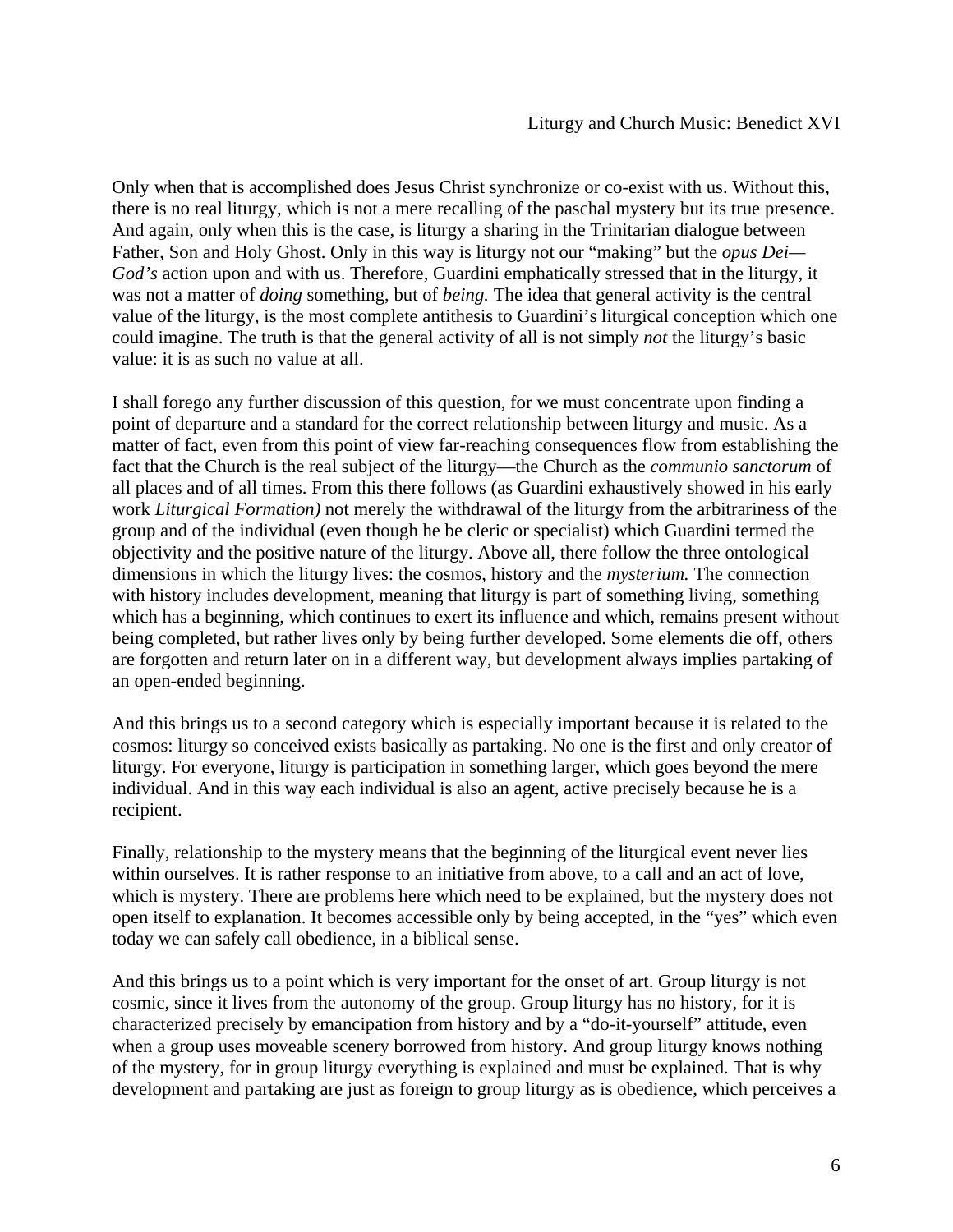Only when that is accomplished does Jesus Christ synchronize or co-exist with us. Without this, there is no real liturgy, which is not a mere recalling of the paschal mystery but its true presence. And again, only when this is the case, is liturgy a sharing in the Trinitarian dialogue between Father, Son and Holy Ghost. Only in this way is liturgy not our "making" but the *opus Dei—God's* action upon and with us. Therefore, Guardini emphatically stressed that in the liturgy, it was not a matter of *doing* something, but of *being.* The idea that general activity is the central value of the liturgy, is the most complete antithesis to Guardini's liturgical conception which one could imagine. The truth is that the general activity of all is not simply *not* the liturgy's basic value: it is as such no value at all.

I shall forego any further discussion of this question, for we must concentrate upon finding a point of departure and a standard for the correct relationship between liturgy and music. As a matter of fact, even from this point of view far-reaching consequences flow from establishing the fact that the Church is the real subject of the liturgy—the Church as the *communio sanctorum* of all places and of all times. From this there follows (as Guardini exhaustively showed in his early work *Liturgical Formation)* not merely the withdrawal of the liturgy from the arbitrariness of the group and of the individual (even though he be cleric or specialist) which Guardini termed the objectivity and the positive nature of the liturgy. Above all, there follow the three ontological dimensions in which the liturgy lives: the cosmos, history and the *mysterium.* The connection with history includes development, meaning that liturgy is part of something living, something which has a beginning, which continues to exert its influence and which, remains present without being completed, but rather lives only by being further developed. Some elements die off, others are forgotten and return later on in a different way, but development always implies partaking of an open-ended beginning.

And this brings us to a second category which is especially important because it is related to the cosmos: liturgy so conceived exists basically as partaking. No one is the first and only creator of liturgy. For everyone, liturgy is participation in something larger, which goes beyond the mere individual. And in this way each individual is also an agent, active precisely because he is a recipient.

Finally, relationship to the mystery means that the beginning of the liturgical event never lies within ourselves. It is rather response to an initiative from above, to a call and an act of love, which is mystery. There are problems here which need to be explained, but the mystery does not open itself to explanation. It becomes accessible only by being accepted, in the "yes" which even today we can safely call obedience, in a biblical sense.

And this brings us to a point which is very important for the onset of art. Group liturgy is not cosmic, since it lives from the autonomy of the group. Group liturgy has no history, for it is characterized precisely by emancipation from history and by a "do-it-yourself" attitude, even when a group uses moveable scenery borrowed from history. And group liturgy knows nothing of the mystery, for in group liturgy everything is explained and must be explained. That is why development and partaking are just as foreign to group liturgy as is obedience, which perceives a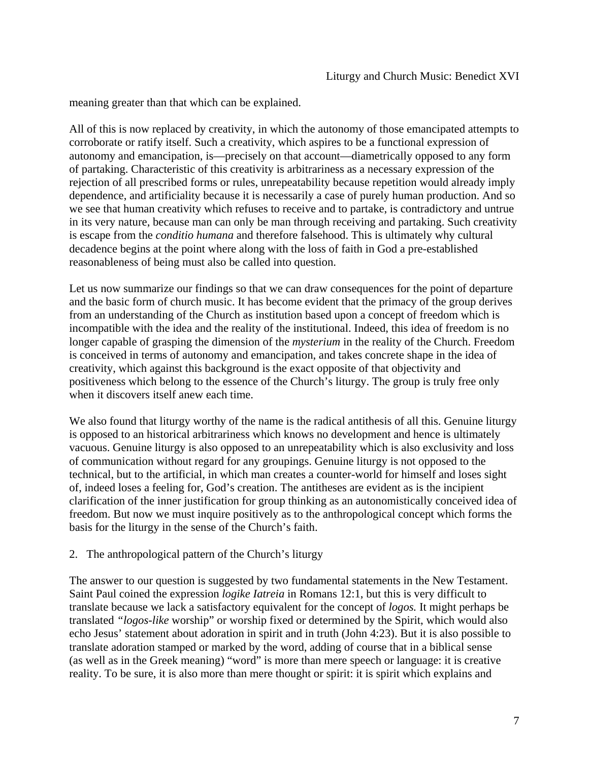meaning greater than that which can be explained.

All of this is now replaced by creativity, in which the autonomy of those emancipated attempts to corroborate or ratify itself. Such a creativity, which aspires to be a functional expression of autonomy and emancipation, is—precisely on that account—diametrically opposed to any form of partaking. Characteristic of this creativity is arbitrariness as a necessary expression of the rejection of all prescribed forms or rules, unrepeatability because repetition would already imply dependence, and artificiality because it is necessarily a case of purely human production. And so we see that human creativity which refuses to receive and to partake, is contradictory and untrue in its very nature, because man can only be man through receiving and partaking. Such creativity is escape from the *conditio humana* and therefore falsehood. This is ultimately why cultural decadence begins at the point where along with the loss of faith in God a pre-established reasonableness of being must also be called into question.

Let us now summarize our findings so that we can draw consequences for the point of departure and the basic form of church music. It has become evident that the primacy of the group derives from an understanding of the Church as institution based upon a concept of freedom which is incompatible with the idea and the reality of the institutional. Indeed, this idea of freedom is no longer capable of grasping the dimension of the *mysterium* in the reality of the Church. Freedom is conceived in terms of autonomy and emancipation, and takes concrete shape in the idea of creativity, which against this background is the exact opposite of that objectivity and positiveness which belong to the essence of the Church's liturgy. The group is truly free only when it discovers itself anew each time.

We also found that liturgy worthy of the name is the radical antithesis of all this. Genuine liturgy is opposed to an historical arbitrariness which knows no development and hence is ultimately vacuous. Genuine liturgy is also opposed to an unrepeatability which is also exclusivity and loss of communication without regard for any groupings. Genuine liturgy is not opposed to the technical, but to the artificial, in which man creates a counter-world for himself and loses sight of, indeed loses a feeling for, God's creation. The antitheses are evident as is the incipient clarification of the inner justification for group thinking as an autonomistically conceived idea of freedom. But now we must inquire positively as to the anthropological concept which forms the basis for the liturgy in the sense of the Church's faith.

## 2. The anthropological pattern of the Church's liturgy

The answer to our question is suggested by two fundamental statements in the New Testament. Saint Paul coined the expression *logike Iatreia* in Romans 12:1, but this is very difficult to translate because we lack a satisfactory equivalent for the concept of *logos.* It might perhaps be translated *"logos-like* worship" or worship fixed or determined by the Spirit, which would also echo Jesus' statement about adoration in spirit and in truth (John 4:23). But it is also possible to translate adoration stamped or marked by the word, adding of course that in a biblical sense (as well as in the Greek meaning) "word" is more than mere speech or language: it is creative reality. To be sure, it is also more than mere thought or spirit: it is spirit which explains and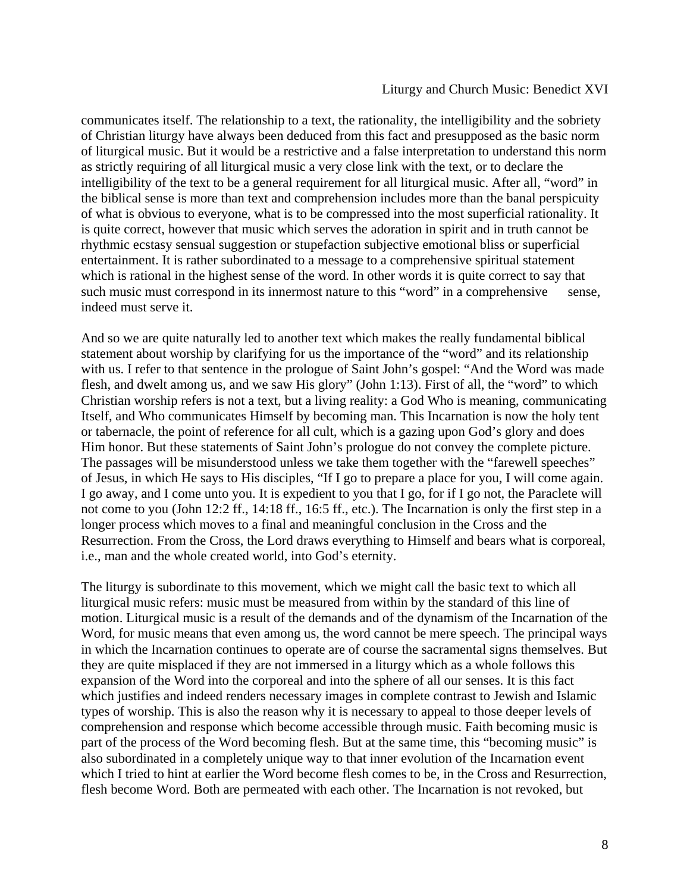communicates itself. The relationship to a text, the rationality, the intelligibility and the sobriety of Christian liturgy have always been deduced from this fact and presupposed as the basic norm of liturgical music. But it would be a restrictive and a false interpretation to understand this norm as strictly requiring of all liturgical music a very close link with the text, or to declare the intelligibility of the text to be a general requirement for all liturgical music. After all, "word" in the biblical sense is more than text and comprehension includes more than the banal perspicuity of what is obvious to everyone, what is to be compressed into the most superficial rationality. It is quite correct, however that music which serves the adoration in spirit and in truth cannot be rhythmic ecstasy sensual suggestion or stupefaction subjective emotional bliss or superficial entertainment. It is rather subordinated to a message to a comprehensive spiritual statement which is rational in the highest sense of the word. In other words it is quite correct to say that such music must correspond in its innermost nature to this "word" in a comprehensive sense, indeed must serve it.

And so we are quite naturally led to another text which makes the really fundamental biblical statement about worship by clarifying for us the importance of the "word" and its relationship with us. I refer to that sentence in the prologue of Saint John's gospel: "And the Word was made flesh, and dwelt among us, and we saw His glory" (John 1:13). First of all, the "word" to which Christian worship refers is not a text, but a living reality: a God Who is meaning, communicating Itself, and Who communicates Himself by becoming man. This Incarnation is now the holy tent or tabernacle, the point of reference for all cult, which is a gazing upon God's glory and does Him honor. But these statements of Saint John's prologue do not convey the complete picture. The passages will be misunderstood unless we take them together with the "farewell speeches" of Jesus, in which He says to His disciples, "If I go to prepare a place for you, I will come again. I go away, and I come unto you. It is expedient to you that I go, for if I go not, the Paraclete will not come to you (John 12:2 ff., 14:18 ff., 16:5 ff., etc.). The Incarnation is only the first step in a longer process which moves to a final and meaningful conclusion in the Cross and the Resurrection. From the Cross, the Lord draws everything to Himself and bears what is corporeal, i.e., man and the whole created world, into God's eternity.

The liturgy is subordinate to this movement, which we might call the basic text to which all liturgical music refers: music must be measured from within by the standard of this line of motion. Liturgical music is a result of the demands and of the dynamism of the Incarnation of the Word, for music means that even among us, the word cannot be mere speech. The principal ways in which the Incarnation continues to operate are of course the sacramental signs themselves. But they are quite misplaced if they are not immersed in a liturgy which as a whole follows this expansion of the Word into the corporeal and into the sphere of all our senses. It is this fact which justifies and indeed renders necessary images in complete contrast to Jewish and Islamic types of worship. This is also the reason why it is necessary to appeal to those deeper levels of comprehension and response which become accessible through music. Faith becoming music is part of the process of the Word becoming flesh. But at the same time, this "becoming music" is also subordinated in a completely unique way to that inner evolution of the Incarnation event which I tried to hint at earlier the Word become flesh comes to be, in the Cross and Resurrection, flesh become Word. Both are permeated with each other. The Incarnation is not revoked, but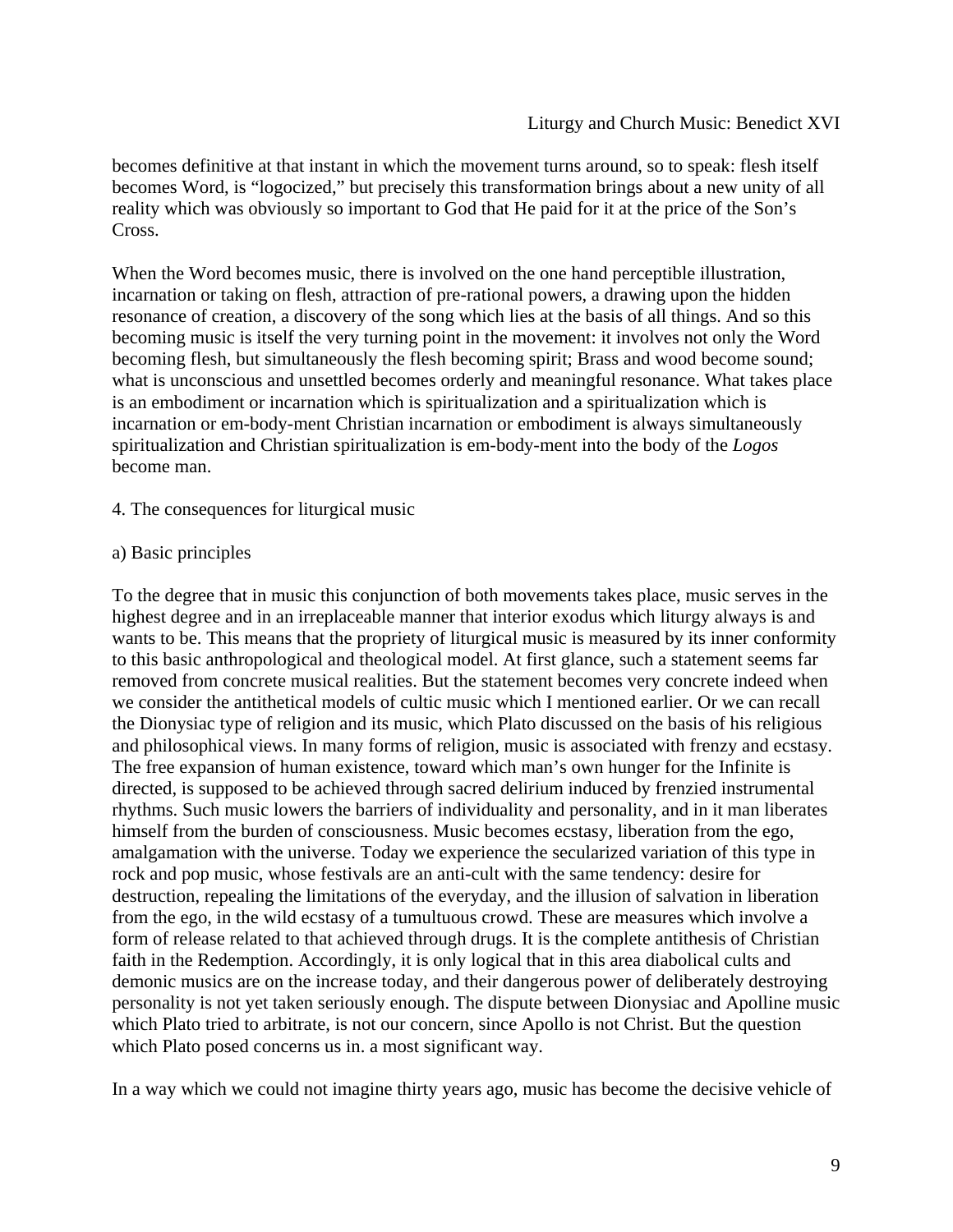becomes definitive at that instant in which the movement turns around, so to speak: flesh itself becomes Word, is "logocized," but precisely this transformation brings about a new unity of all reality which was obviously so important to God that He paid for it at the price of the Son's Cross.

When the Word becomes music, there is involved on the one hand perceptible illustration, incarnation or taking on flesh, attraction of pre-rational powers, a drawing upon the hidden resonance of creation, a discovery of the song which lies at the basis of all things. And so this becoming music is itself the very turning point in the movement: it involves not only the Word becoming flesh, but simultaneously the flesh becoming spirit; Brass and wood become sound; what is unconscious and unsettled becomes orderly and meaningful resonance. What takes place is an embodiment or incarnation which is spiritualization and a spiritualization which is incarnation or em-body-ment Christian incarnation or embodiment is always simultaneously spiritualization and Christian spiritualization is em-body-ment into the body of the *Logos* become man.

4. The consequences for liturgical music

a) Basic principles

To the degree that in music this conjunction of both movements takes place, music serves in the highest degree and in an irreplaceable manner that interior exodus which liturgy always is and wants to be. This means that the propriety of liturgical music is measured by its inner conformity to this basic anthropological and theological model. At first glance, such a statement seems far removed from concrete musical realities. But the statement becomes very concrete indeed when we consider the antithetical models of cultic music which I mentioned earlier. Or we can recall the Dionysiac type of religion and its music, which Plato discussed on the basis of his religious and philosophical views. In many forms of religion, music is associated with frenzy and ecstasy. The free expansion of human existence, toward which man's own hunger for the Infinite is directed, is supposed to be achieved through sacred delirium induced by frenzied instrumental rhythms. Such music lowers the barriers of individuality and personality, and in it man liberates himself from the burden of consciousness. Music becomes ecstasy, liberation from the ego, amalgamation with the universe. Today we experience the secularized variation of this type in rock and pop music, whose festivals are an anti-cult with the same tendency: desire for destruction, repealing the limitations of the everyday, and the illusion of salvation in liberation from the ego, in the wild ecstasy of a tumultuous crowd. These are measures which involve a form of release related to that achieved through drugs. It is the complete antithesis of Christian faith in the Redemption. Accordingly, it is only logical that in this area diabolical cults and demonic musics are on the increase today, and their dangerous power of deliberately destroying personality is not yet taken seriously enough. The dispute between Dionysiac and Apolline music which Plato tried to arbitrate, is not our concern, since Apollo is not Christ. But the question which Plato posed concerns us in. a most significant way.

In a way which we could not imagine thirty years ago, music has become the decisive vehicle of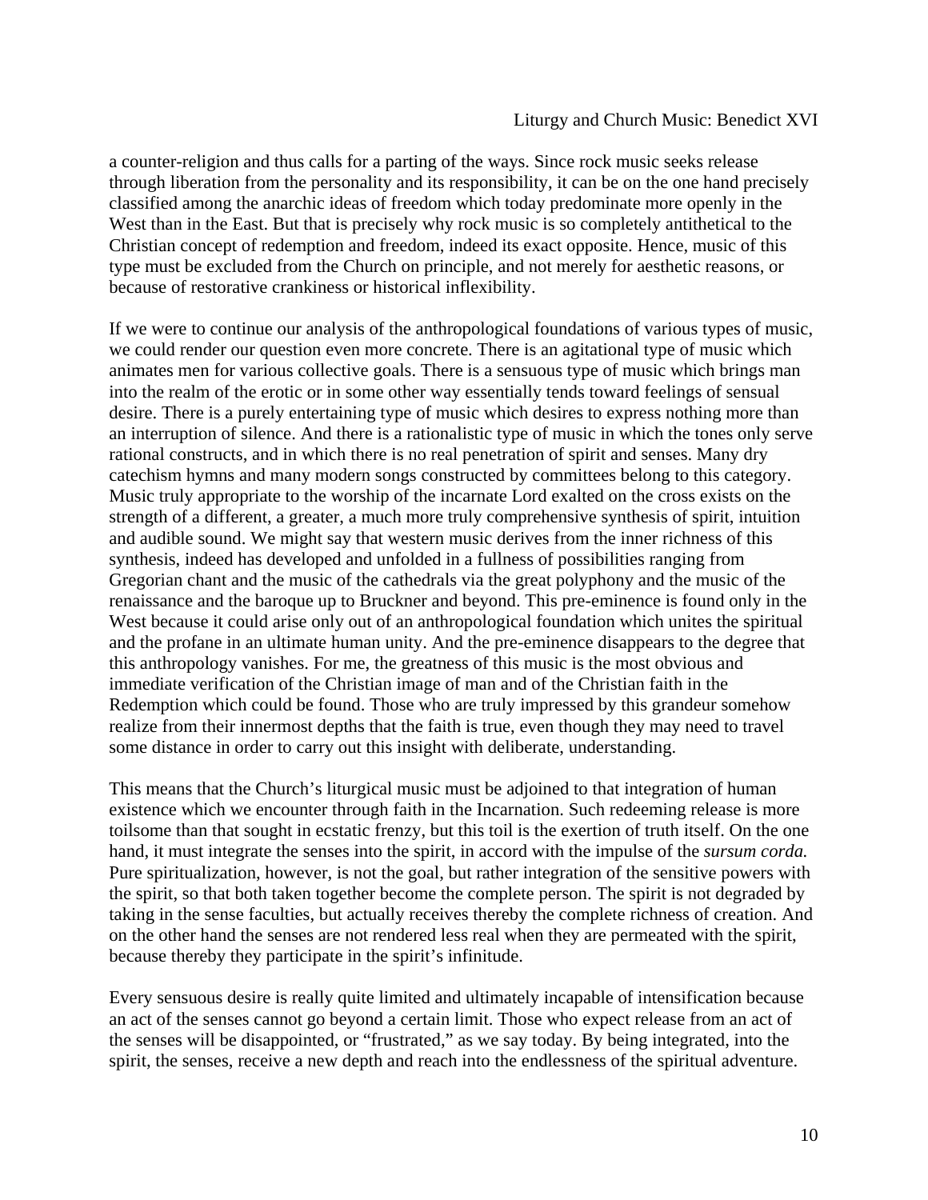a counter-religion and thus calls for a parting of the ways. Since rock music seeks release through liberation from the personality and its responsibility, it can be on the one hand precisely classified among the anarchic ideas of freedom which today predominate more openly in the West than in the East. But that is precisely why rock music is so completely antithetical to the Christian concept of redemption and freedom, indeed its exact opposite. Hence, music of this type must be excluded from the Church on principle, and not merely for aesthetic reasons, or because of restorative crankiness or historical inflexibility.

If we were to continue our analysis of the anthropological foundations of various types of music, we could render our question even more concrete. There is an agitational type of music which animates men for various collective goals. There is a sensuous type of music which brings man into the realm of the erotic or in some other way essentially tends toward feelings of sensual desire. There is a purely entertaining type of music which desires to express nothing more than an interruption of silence. And there is a rationalistic type of music in which the tones only serve rational constructs, and in which there is no real penetration of spirit and senses. Many dry catechism hymns and many modern songs constructed by committees belong to this category. Music truly appropriate to the worship of the incarnate Lord exalted on the cross exists on the strength of a different, a greater, a much more truly comprehensive synthesis of spirit, intuition and audible sound. We might say that western music derives from the inner richness of this synthesis, indeed has developed and unfolded in a fullness of possibilities ranging from Gregorian chant and the music of the cathedrals via the great polyphony and the music of the renaissance and the baroque up to Bruckner and beyond. This pre-eminence is found only in the West because it could arise only out of an anthropological foundation which unites the spiritual and the profane in an ultimate human unity. And the pre-eminence disappears to the degree that this anthropology vanishes. For me, the greatness of this music is the most obvious and immediate verification of the Christian image of man and of the Christian faith in the Redemption which could be found. Those who are truly impressed by this grandeur somehow realize from their innermost depths that the faith is true, even though they may need to travel some distance in order to carry out this insight with deliberate, understanding.

This means that the Church's liturgical music must be adjoined to that integration of human existence which we encounter through faith in the Incarnation. Such redeeming release is more toilsome than that sought in ecstatic frenzy, but this toil is the exertion of truth itself. On the one hand, it must integrate the senses into the spirit, in accord with the impulse of the *sursum corda.* Pure spiritualization, however, is not the goal, but rather integration of the sensitive powers with the spirit, so that both taken together become the complete person. The spirit is not degraded by taking in the sense faculties, but actually receives thereby the complete richness of creation. And on the other hand the senses are not rendered less real when they are permeated with the spirit, because thereby they participate in the spirit's infinitude.

Every sensuous desire is really quite limited and ultimately incapable of intensification because an act of the senses cannot go beyond a certain limit. Those who expect release from an act of the senses will be disappointed, or "frustrated," as we say today. By being integrated, into the spirit, the senses, receive a new depth and reach into the endlessness of the spiritual adventure.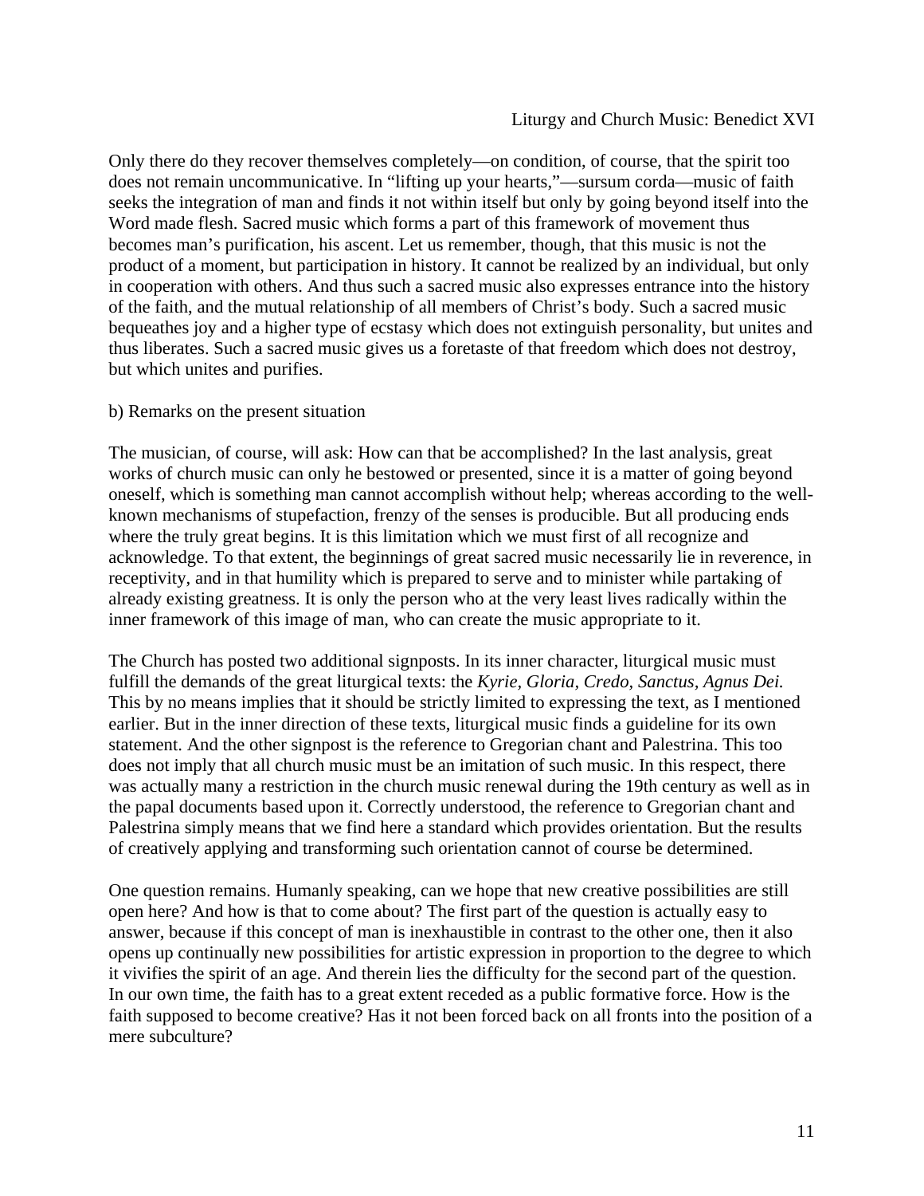Only there do they recover themselves completely—on condition, of course, that the spirit too does not remain uncommunicative. In "lifting up your hearts,"—sursum corda—music of faith seeks the integration of man and finds it not within itself but only by going beyond itself into the Word made flesh. Sacred music which forms a part of this framework of movement thus becomes man's purification, his ascent. Let us remember, though, that this music is not the product of a moment, but participation in history. It cannot be realized by an individual, but only in cooperation with others. And thus such a sacred music also expresses entrance into the history of the faith, and the mutual relationship of all members of Christ's body. Such a sacred music bequeathes joy and a higher type of ecstasy which does not extinguish personality, but unites and thus liberates. Such a sacred music gives us a foretaste of that freedom which does not destroy, but which unites and purifies.

b) Remarks on the present situation

The musician, of course, will ask: How can that be accomplished? In the last analysis, great works of church music can only he bestowed or presented, since it is a matter of going beyond oneself, which is something man cannot accomplish without help; whereas according to the well-known mechanisms of stupefaction, frenzy of the senses is producible. But all producing ends where the truly great begins. It is this limitation which we must first of all recognize and acknowledge. To that extent, the beginnings of great sacred music necessarily lie in reverence, in receptivity, and in that humility which is prepared to serve and to minister while partaking of already existing greatness. It is only the person who at the very least lives radically within the inner framework of this image of man, who can create the music appropriate to it.

The Church has posted two additional signposts. In its inner character, liturgical music must fulfill the demands of the great liturgical texts: the *Kyrie, Gloria, Credo, Sanctus, Agnus Dei.* This by no means implies that it should be strictly limited to expressing the text, as I mentioned earlier. But in the inner direction of these texts, liturgical music finds a guideline for its own statement. And the other signpost is the reference to Gregorian chant and Palestrina. This too does not imply that all church music must be an imitation of such music. In this respect, there was actually many a restriction in the church music renewal during the 19th century as well as in the papal documents based upon it. Correctly understood, the reference to Gregorian chant and Palestrina simply means that we find here a standard which provides orientation. But the results of creatively applying and transforming such orientation cannot of course be determined.

One question remains. Humanly speaking, can we hope that new creative possibilities are still open here? And how is that to come about? The first part of the question is actually easy to answer, because if this concept of man is inexhaustible in contrast to the other one, then it also opens up continually new possibilities for artistic expression in proportion to the degree to which it vivifies the spirit of an age. And therein lies the difficulty for the second part of the question. In our own time, the faith has to a great extent receded as a public formative force. How is the faith supposed to become creative? Has it not been forced back on all fronts into the position of a mere subculture?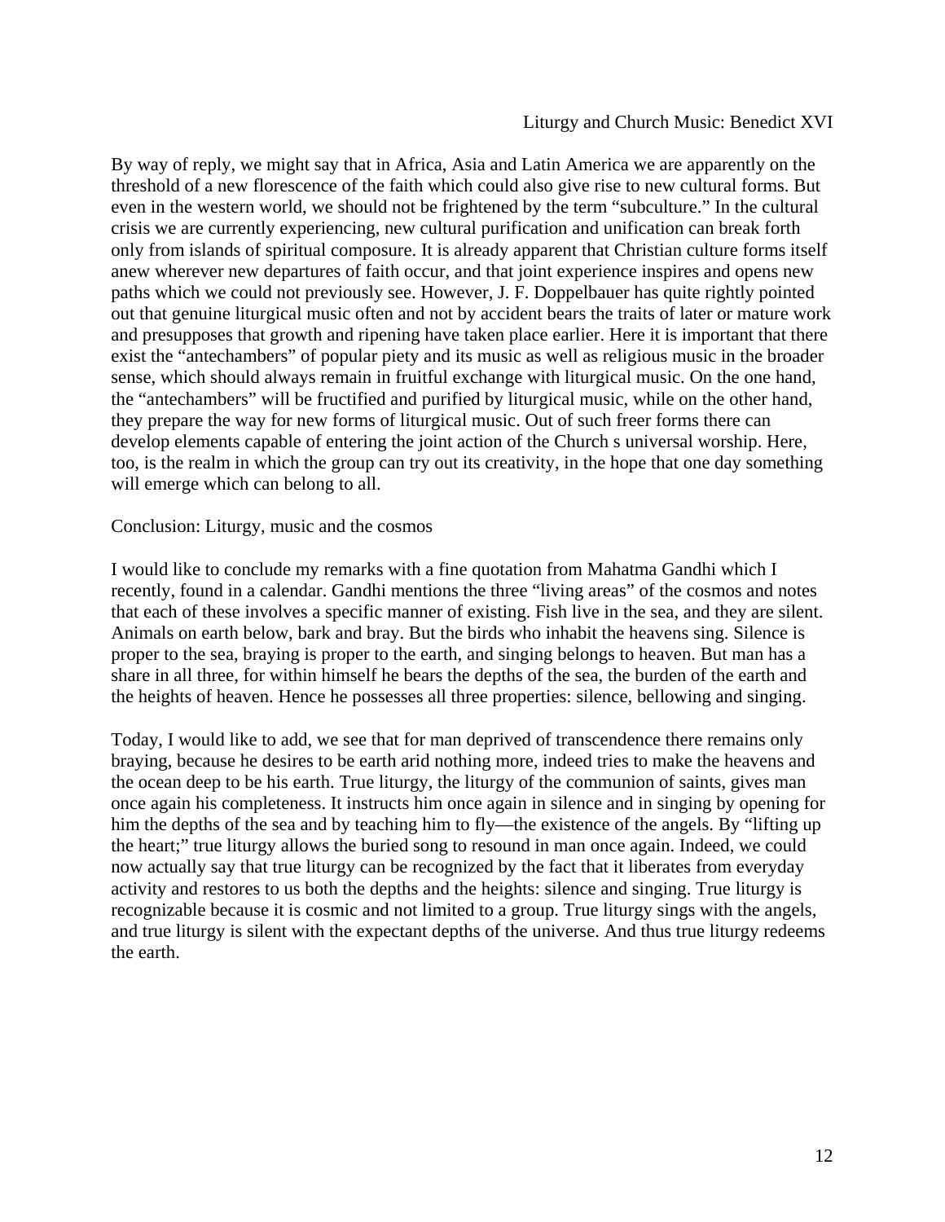By way of reply, we might say that in Africa, Asia and Latin America we are apparently on the threshold of a new florescence of the faith which could also give rise to new cultural forms. But even in the western world, we should not be frightened by the term "subculture." In the cultural crisis we are currently experiencing, new cultural purification and unification can break forth only from islands of spiritual composure. It is already apparent that Christian culture forms itself anew wherever new departures of faith occur, and that joint experience inspires and opens new paths which we could not previously see. However, J. F. Doppelbauer has quite rightly pointed out that genuine liturgical music often and not by accident bears the traits of later or mature work and presupposes that growth and ripening have taken place earlier. Here it is important that there exist the "antechambers" of popular piety and its music as well as religious music in the broader sense, which should always remain in fruitful exchange with liturgical music. On the one hand, the "antechambers" will be fructified and purified by liturgical music, while on the other hand, they prepare the way for new forms of liturgical music. Out of such freer forms there can develop elements capable of entering the joint action of the Church s universal worship. Here, too, is the realm in which the group can try out its creativity, in the hope that one day something will emerge which can belong to all.

## Conclusion: Liturgy, music and the cosmos

I would like to conclude my remarks with a fine quotation from Mahatma Gandhi which I recently, found in a calendar. Gandhi mentions the three "living areas" of the cosmos and notes that each of these involves a specific manner of existing. Fish live in the sea, and they are silent. Animals on earth below, bark and bray. But the birds who inhabit the heavens sing. Silence is proper to the sea, braying is proper to the earth, and singing belongs to heaven. But man has a share in all three, for within himself he bears the depths of the sea, the burden of the earth and the heights of heaven. Hence he possesses all three properties: silence, bellowing and singing.

Today, I would like to add, we see that for man deprived of transcendence there remains only braying, because he desires to be earth arid nothing more, indeed tries to make the heavens and the ocean deep to be his earth. True liturgy, the liturgy of the communion of saints, gives man once again his completeness. It instructs him once again in silence and in singing by opening for him the depths of the sea and by teaching him to fly—the existence of the angels. By "lifting up the heart;" true liturgy allows the buried song to resound in man once again. Indeed, we could now actually say that true liturgy can be recognized by the fact that it liberates from everyday activity and restores to us both the depths and the heights: silence and singing. True liturgy is recognizable because it is cosmic and not limited to a group. True liturgy sings with the angels, and true liturgy is silent with the expectant depths of the universe. And thus true liturgy redeems the earth.